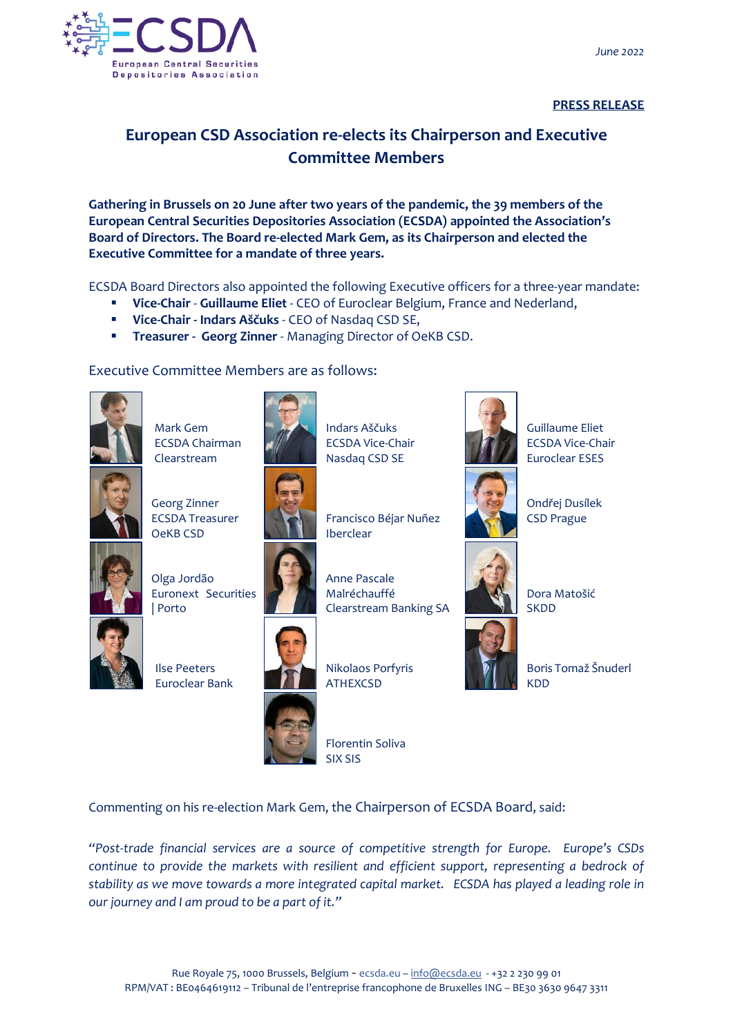June 2022

**PRESS RELEASE**

# European CSD Association re-elects its Chairperson and Executive Committee Members

**Gathering in Brussels on 20 June after two years of the pandemic, the 39 members of the European Central Securities Depositories Association (ECSDA) appointed the Association's Board of Directors. The Board re-elected Mark Gem, as its Chairperson and elected the Executive Committee for a mandate of three years.**

ECSDA Board Directors also appointed the following Executive officers for a three-year mandate:

- **Vice-Chair** - **Guillaume Eliet** - CEO of Euroclear Belgium, France and Nederland,
- **Vice-Chair** - **Indars Aščuks** - CEO of Nasdaq CSD SE,
- **Treasurer** - **Georg Zinner** - Managing Director of OeKB CSD.

Executive Committee Members are as follows:

Mark Gem
ECSDA Chairman
Clearstream

Indars Aščuks
ECSDA Vice-Chair
Nasdaq CSD SE

Guillaume Eliet
ECSDA Vice-Chair
Euroclear ESES

Georg Zinner
ECSDA Treasurer
OeKB CSD

Francisco Béjar Nuñez
Iberclear

Ondřej Dusílek
CSD Prague

Olga Jordão
Euronext Securities | Porto

Anne Pascale Malréchauffé
Clearstream Banking SA

Dora Matošić
SKDD

Ilse Peeters
Euroclear Bank

Nikolaos Porfyris
ATHEXCSD

Boris Tomaž Šnuderl
KDD

Florentin Soliva
SIX SIS

Commenting on his re-election Mark Gem, the Chairperson of ECSDA Board, said:

*"Post-trade financial services are a source of competitive strength for Europe. Europe's CSDs continue to provide the markets with resilient and efficient support, representing a bedrock of stability as we move towards a more integrated capital market. ECSDA has played a leading role in our journey and I am proud to be a part of it."*

Rue Royale 75, 1000 Brussels, Belgium - ecsda.eu – info@ecsda.eu - +32 2 230 99 01
RPM/VAT : BE0464619112 – Tribunal de l'entreprise francophone de Bruxelles ING – BE30 3630 9647 3311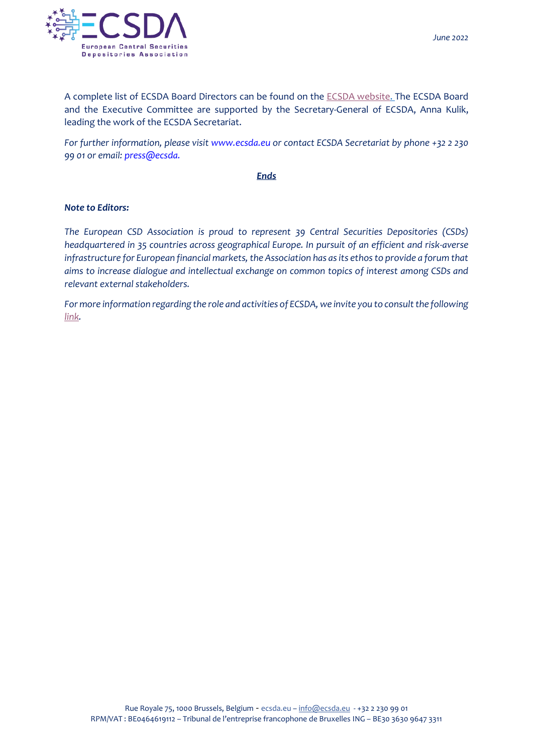A complete list of ECSDA Board Directors can be found on the ECSDA website. The ECSDA Board and the Executive Committee are supported by the Secretary-General of ECSDA, Anna Kulik, leading the work of the ECSDA Secretariat.

*For further information, please visit www.ecsda.eu or contact ECSDA Secretariat by phone +32 2 230 99 01 or email: press@ecsda.*

***Ends***

***Note to Editors:***

*The European CSD Association is proud to represent 39 Central Securities Depositories (CSDs) headquartered in 35 countries across geographical Europe. In pursuit of an efficient and risk-averse infrastructure for European financial markets, the Association has as its ethos to provide a forum that aims to increase dialogue and intellectual exchange on common topics of interest among CSDs and relevant external stakeholders.*

*For more information regarding the role and activities of ECSDA, we invite you to consult the following link.*